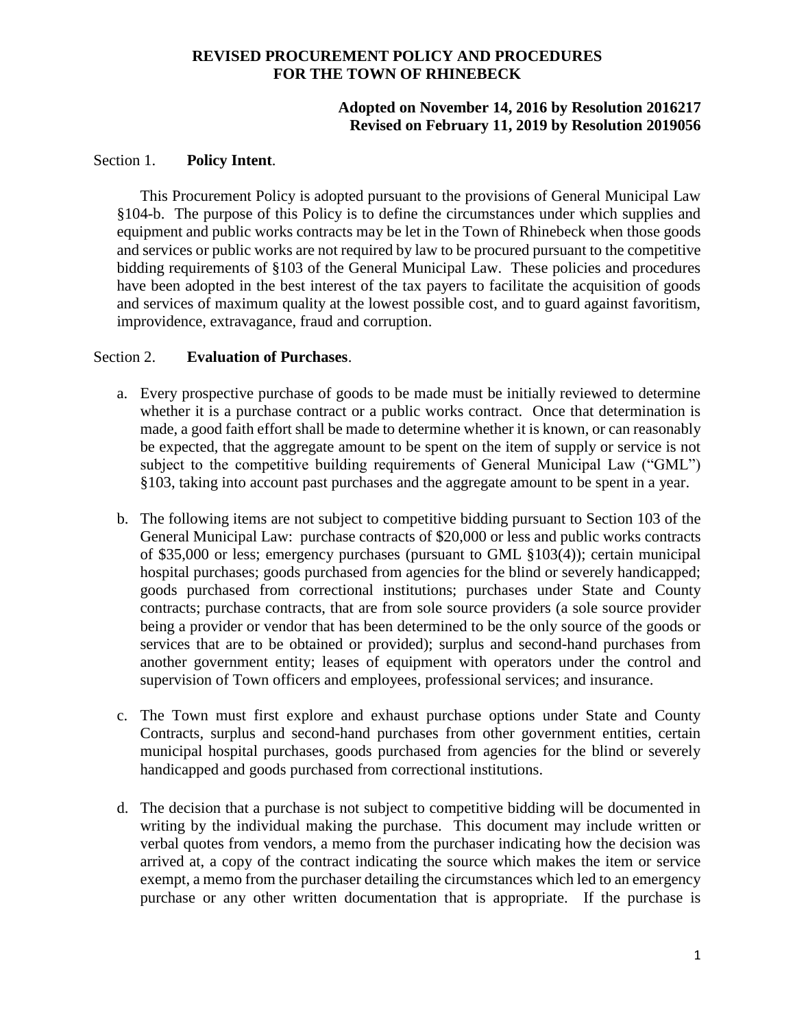# REVISED PROCUREMENT POLICY AND PROCEDURES FOR THE TOWN OF RHINEBECK

**Adopted on November 14, 2016 by Resolution 2016217**
**Revised on February 11, 2019 by Resolution 2019056**

Section 1. **Policy Intent**.

This Procurement Policy is adopted pursuant to the provisions of General Municipal Law §104-b. The purpose of this Policy is to define the circumstances under which supplies and equipment and public works contracts may be let in the Town of Rhinebeck when those goods and services or public works are not required by law to be procured pursuant to the competitive bidding requirements of §103 of the General Municipal Law. These policies and procedures have been adopted in the best interest of the tax payers to facilitate the acquisition of goods and services of maximum quality at the lowest possible cost, and to guard against favoritism, improvidence, extravagance, fraud and corruption.

Section 2. **Evaluation of Purchases**.

a. Every prospective purchase of goods to be made must be initially reviewed to determine whether it is a purchase contract or a public works contract. Once that determination is made, a good faith effort shall be made to determine whether it is known, or can reasonably be expected, that the aggregate amount to be spent on the item of supply or service is not subject to the competitive building requirements of General Municipal Law ("GML") §103, taking into account past purchases and the aggregate amount to be spent in a year.

b. The following items are not subject to competitive bidding pursuant to Section 103 of the General Municipal Law: purchase contracts of $20,000 or less and public works contracts of $35,000 or less; emergency purchases (pursuant to GML §103(4)); certain municipal hospital purchases; goods purchased from agencies for the blind or severely handicapped; goods purchased from correctional institutions; purchases under State and County contracts; purchase contracts, that are from sole source providers (a sole source provider being a provider or vendor that has been determined to be the only source of the goods or services that are to be obtained or provided); surplus and second-hand purchases from another government entity; leases of equipment with operators under the control and supervision of Town officers and employees, professional services; and insurance.

c. The Town must first explore and exhaust purchase options under State and County Contracts, surplus and second-hand purchases from other government entities, certain municipal hospital purchases, goods purchased from agencies for the blind or severely handicapped and goods purchased from correctional institutions.

d. The decision that a purchase is not subject to competitive bidding will be documented in writing by the individual making the purchase. This document may include written or verbal quotes from vendors, a memo from the purchaser indicating how the decision was arrived at, a copy of the contract indicating the source which makes the item or service exempt, a memo from the purchaser detailing the circumstances which led to an emergency purchase or any other written documentation that is appropriate. If the purchase is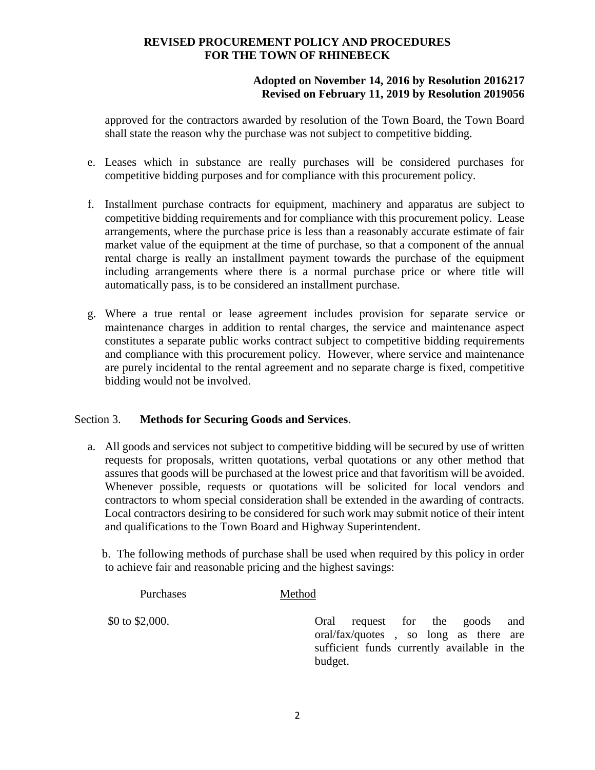approved for the contractors awarded by resolution of the Town Board, the Town Board shall state the reason why the purchase was not subject to competitive bidding.

e. Leases which in substance are really purchases will be considered purchases for competitive bidding purposes and for compliance with this procurement policy.

f. Installment purchase contracts for equipment, machinery and apparatus are subject to competitive bidding requirements and for compliance with this procurement policy. Lease arrangements, where the purchase price is less than a reasonably accurate estimate of fair market value of the equipment at the time of purchase, so that a component of the annual rental charge is really an installment payment towards the purchase of the equipment including arrangements where there is a normal purchase price or where title will automatically pass, is to be considered an installment purchase.

g. Where a true rental or lease agreement includes provision for separate service or maintenance charges in addition to rental charges, the service and maintenance aspect constitutes a separate public works contract subject to competitive bidding requirements and compliance with this procurement policy. However, where service and maintenance are purely incidental to the rental agreement and no separate charge is fixed, competitive bidding would not be involved.

Section 3. **Methods for Securing Goods and Services**.

a. All goods and services not subject to competitive bidding will be secured by use of written requests for proposals, written quotations, verbal quotations or any other method that assures that goods will be purchased at the lowest price and that favoritism will be avoided. Whenever possible, requests or quotations will be solicited for local vendors and contractors to whom special consideration shall be extended in the awarding of contracts. Local contractors desiring to be considered for such work may submit notice of their intent and qualifications to the Town Board and Highway Superintendent.

b. The following methods of purchase shall be used when required by this policy in order to achieve fair and reasonable pricing and the highest savings:

| Purchases | Method |
| --- | --- |
| $0 to $2,000. | Oral request for the goods and oral/fax/quotes , so long as there are sufficient funds currently available in the budget. |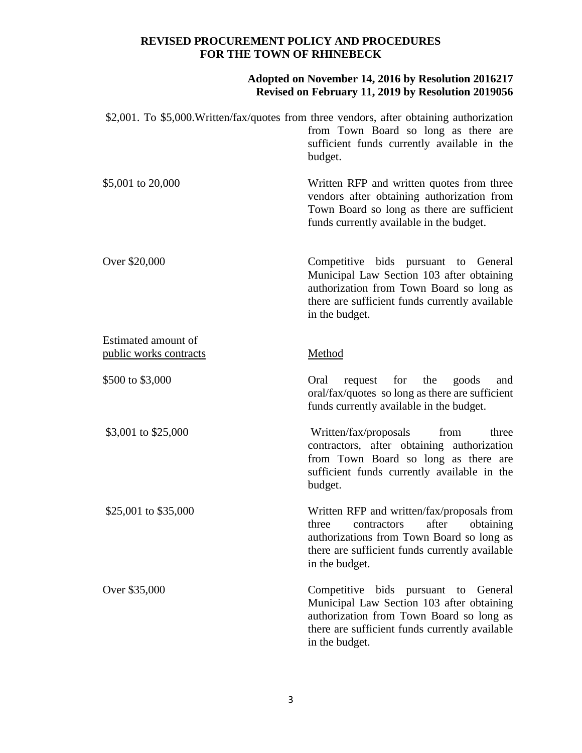**REVISED PROCUREMENT POLICY AND PROCEDURES FOR THE TOWN OF RHINEBECK**

**Adopted on November 14, 2016 by Resolution 2016217**
**Revised on February 11, 2019 by Resolution 2019056**

| | |
|---|---|
| $2,001. To $5,000. | Written/fax/quotes from three vendors, after obtaining authorization from Town Board so long as there are sufficient funds currently available in the budget. |
| $5,001 to 20,000 | Written RFP and written quotes from three vendors after obtaining authorization from Town Board so long as there are sufficient funds currently available in the budget. |
| Over $20,000 | Competitive bids pursuant to General Municipal Law Section 103 after obtaining authorization from Town Board so long as there are sufficient funds currently available in the budget. |

| Estimated amount of public works contracts | Method |
|---|---|
| $500 to $3,000 | Oral request for the goods and oral/fax/quotes so long as there are sufficient funds currently available in the budget. |
| $3,001 to $25,000 | Written/fax/proposals from three contractors, after obtaining authorization from Town Board so long as there are sufficient funds currently available in the budget. |
| $25,001 to $35,000 | Written RFP and written/fax/proposals from three contractors after obtaining authorizations from Town Board so long as there are sufficient funds currently available in the budget. |
| Over $35,000 | Competitive bids pursuant to General Municipal Law Section 103 after obtaining authorization from Town Board so long as there are sufficient funds currently available in the budget. |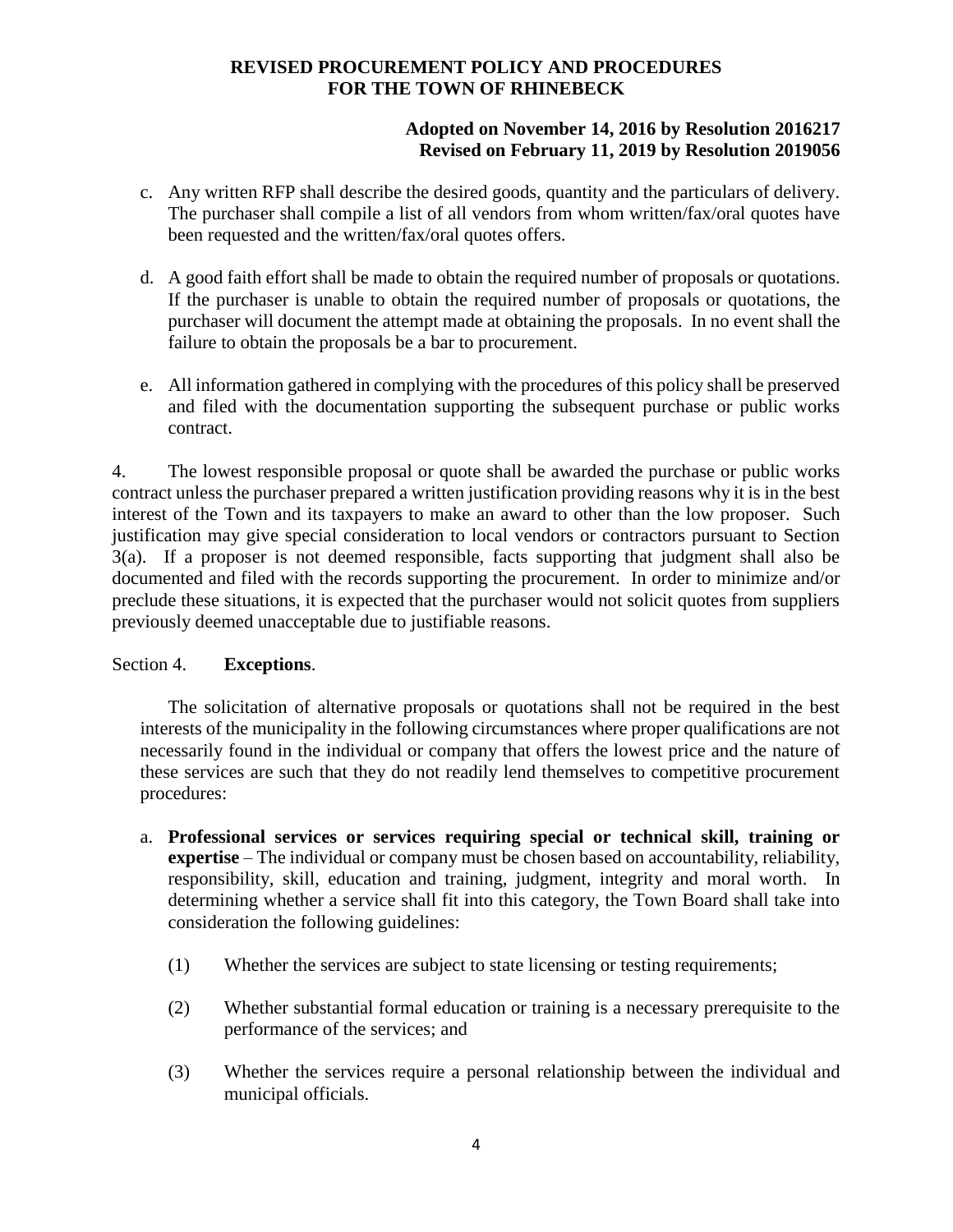c. Any written RFP shall describe the desired goods, quantity and the particulars of delivery. The purchaser shall compile a list of all vendors from whom written/fax/oral quotes have been requested and the written/fax/oral quotes offers.

d. A good faith effort shall be made to obtain the required number of proposals or quotations. If the purchaser is unable to obtain the required number of proposals or quotations, the purchaser will document the attempt made at obtaining the proposals. In no event shall the failure to obtain the proposals be a bar to procurement.

e. All information gathered in complying with the procedures of this policy shall be preserved and filed with the documentation supporting the subsequent purchase or public works contract.

4. The lowest responsible proposal or quote shall be awarded the purchase or public works contract unless the purchaser prepared a written justification providing reasons why it is in the best interest of the Town and its taxpayers to make an award to other than the low proposer. Such justification may give special consideration to local vendors or contractors pursuant to Section 3(a). If a proposer is not deemed responsible, facts supporting that judgment shall also be documented and filed with the records supporting the procurement. In order to minimize and/or preclude these situations, it is expected that the purchaser would not solicit quotes from suppliers previously deemed unacceptable due to justifiable reasons.

Section 4. **Exceptions**.

The solicitation of alternative proposals or quotations shall not be required in the best interests of the municipality in the following circumstances where proper qualifications are not necessarily found in the individual or company that offers the lowest price and the nature of these services are such that they do not readily lend themselves to competitive procurement procedures:

a. **Professional services or services requiring special or technical skill, training or expertise** – The individual or company must be chosen based on accountability, reliability, responsibility, skill, education and training, judgment, integrity and moral worth. In determining whether a service shall fit into this category, the Town Board shall take into consideration the following guidelines:

   (1) Whether the services are subject to state licensing or testing requirements;

   (2) Whether substantial formal education or training is a necessary prerequisite to the performance of the services; and

   (3) Whether the services require a personal relationship between the individual and municipal officials.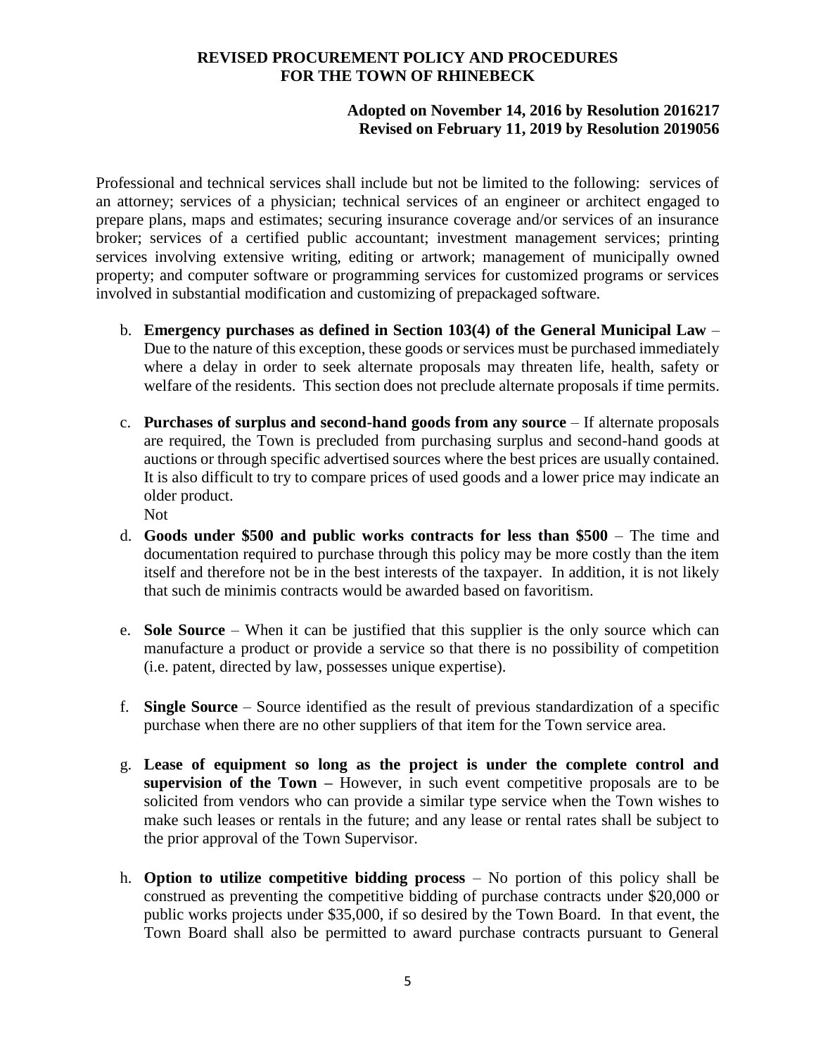Professional and technical services shall include but not be limited to the following: services of an attorney; services of a physician; technical services of an engineer or architect engaged to prepare plans, maps and estimates; securing insurance coverage and/or services of an insurance broker; services of a certified public accountant; investment management services; printing services involving extensive writing, editing or artwork; management of municipally owned property; and computer software or programming services for customized programs or services involved in substantial modification and customizing of prepackaged software.

b. **Emergency purchases as defined in Section 103(4) of the General Municipal Law** – Due to the nature of this exception, these goods or services must be purchased immediately where a delay in order to seek alternate proposals may threaten life, health, safety or welfare of the residents. This section does not preclude alternate proposals if time permits.

c. **Purchases of surplus and second-hand goods from any source** – If alternate proposals are required, the Town is precluded from purchasing surplus and second-hand goods at auctions or through specific advertised sources where the best prices are usually contained. It is also difficult to try to compare prices of used goods and a lower price may indicate an older product.
Not

d. **Goods under $500 and public works contracts for less than $500** – The time and documentation required to purchase through this policy may be more costly than the item itself and therefore not be in the best interests of the taxpayer. In addition, it is not likely that such de minimis contracts would be awarded based on favoritism.

e. **Sole Source** – When it can be justified that this supplier is the only source which can manufacture a product or provide a service so that there is no possibility of competition (i.e. patent, directed by law, possesses unique expertise).

f. **Single Source** – Source identified as the result of previous standardization of a specific purchase when there are no other suppliers of that item for the Town service area.

g. **Lease of equipment so long as the project is under the complete control and supervision of the Town –** However, in such event competitive proposals are to be solicited from vendors who can provide a similar type service when the Town wishes to make such leases or rentals in the future; and any lease or rental rates shall be subject to the prior approval of the Town Supervisor.

h. **Option to utilize competitive bidding process** – No portion of this policy shall be construed as preventing the competitive bidding of purchase contracts under $20,000 or public works projects under $35,000, if so desired by the Town Board. In that event, the Town Board shall also be permitted to award purchase contracts pursuant to General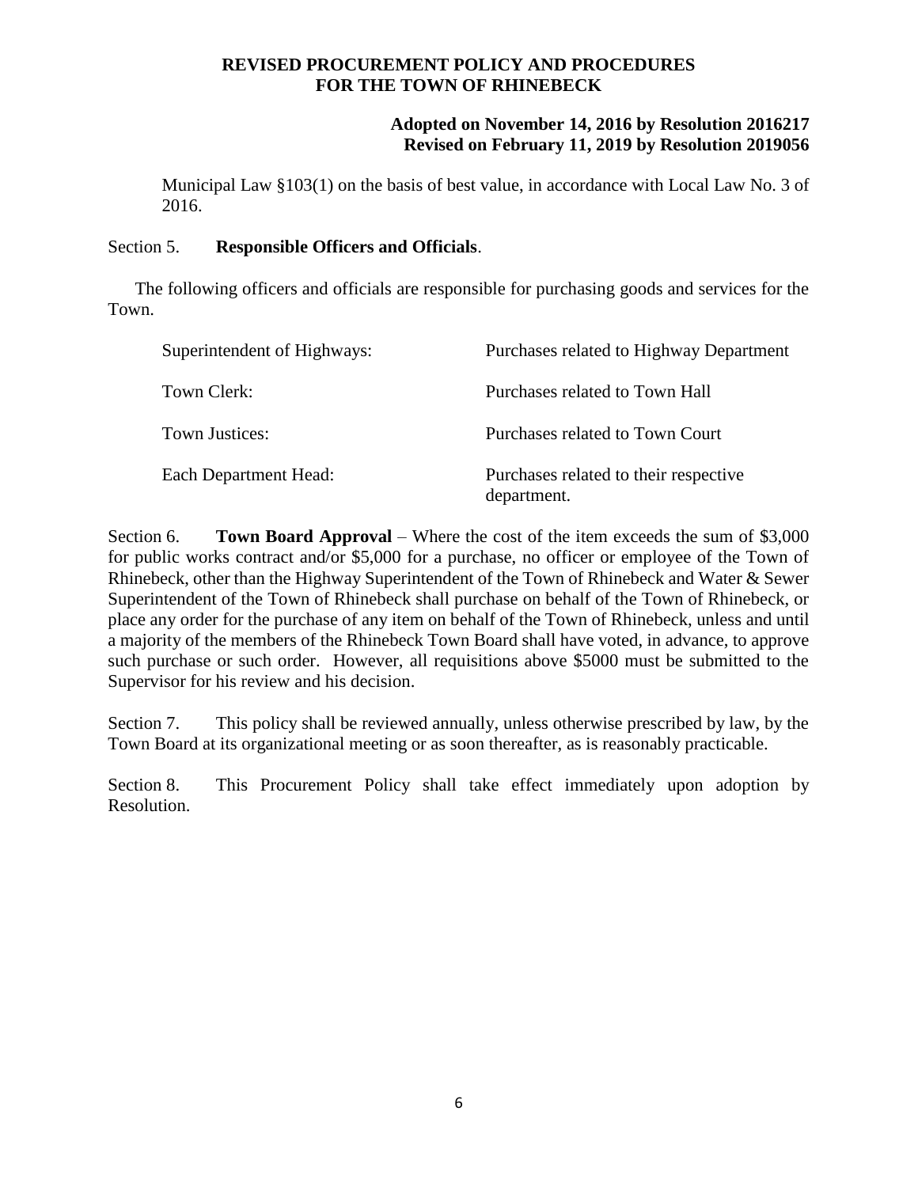Municipal Law §103(1) on the basis of best value, in accordance with Local Law No. 3 of 2016.

Section 5. **Responsible Officers and Officials**.

The following officers and officials are responsible for purchasing goods and services for the Town.

| | |
|---|---|
| Superintendent of Highways: | Purchases related to Highway Department |
| Town Clerk: | Purchases related to Town Hall |
| Town Justices: | Purchases related to Town Court |
| Each Department Head: | Purchases related to their respective department. |

Section 6. **Town Board Approval** – Where the cost of the item exceeds the sum of $3,000 for public works contract and/or $5,000 for a purchase, no officer or employee of the Town of Rhinebeck, other than the Highway Superintendent of the Town of Rhinebeck and Water & Sewer Superintendent of the Town of Rhinebeck shall purchase on behalf of the Town of Rhinebeck, or place any order for the purchase of any item on behalf of the Town of Rhinebeck, unless and until a majority of the members of the Rhinebeck Town Board shall have voted, in advance, to approve such purchase or such order. However, all requisitions above $5000 must be submitted to the Supervisor for his review and his decision.

Section 7. This policy shall be reviewed annually, unless otherwise prescribed by law, by the Town Board at its organizational meeting or as soon thereafter, as is reasonably practicable.

Section 8. This Procurement Policy shall take effect immediately upon adoption by Resolution.